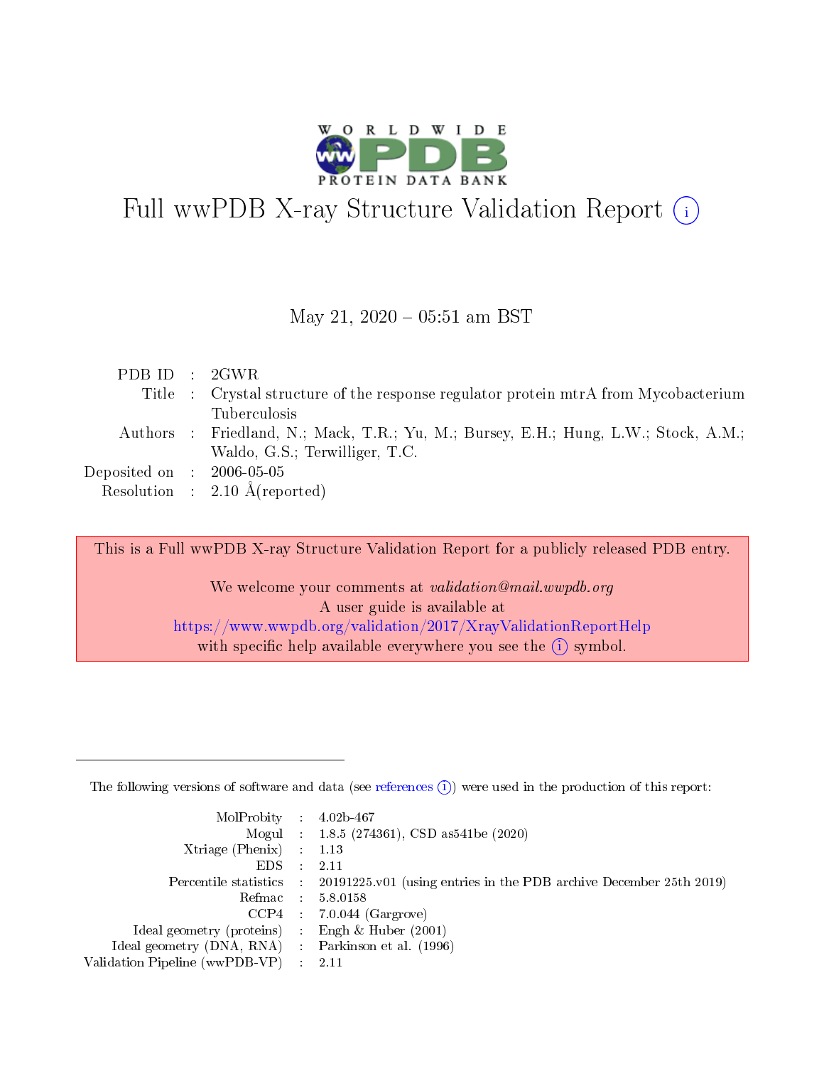# Full wwPDB X-ray Structure Validation Report (i)

May 21, 2020 – 05:51 am BST

| | | |
|---|---|---|
| PDB ID | : | 2GWR |
| Title | : | Crystal structure of the response regulator protein mtrA from Mycobacterium Tuberculosis |
| Authors | : | Friedland, N.; Mack, T.R.; Yu, M.; Bursey, E.H.; Hung, L.W.; Stock, A.M.; Waldo, G.S.; Terwilliger, T.C. |
| Deposited on | : | 2006-05-05 |
| Resolution | : | 2.10 Å(reported) |

This is a Full wwPDB X-ray Structure Validation Report for a publicly released PDB entry.

We welcome your comments at *validation@mail.wwpdb.org*
A user guide is available at
https://www.wwpdb.org/validation/2017/XrayValidationReportHelp
with specific help available everywhere you see the (i) symbol.

The following versions of software and data (see references (i)) were used in the production of this report:

| | | |
|---|---|---|
| MolProbity | : | 4.02b-467 |
| Mogul | : | 1.8.5 (274361), CSD as541be (2020) |
| Xtriage (Phenix) | : | 1.13 |
| EDS | : | 2.11 |
| Percentile statistics | : | 20191225.v01 (using entries in the PDB archive December 25th 2019) |
| Refmac | : | 5.8.0158 |
| CCP4 | : | 7.0.044 (Gargrove) |
| Ideal geometry (proteins) | : | Engh & Huber (2001) |
| Ideal geometry (DNA, RNA) | : | Parkinson et al. (1996) |
| Validation Pipeline (wwPDB-VP) | : | 2.11 |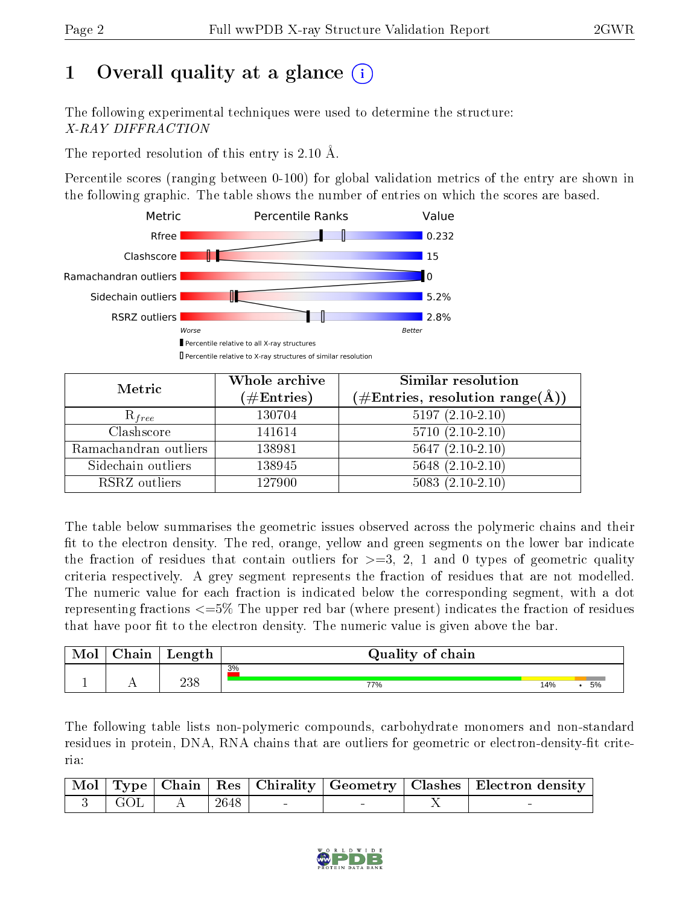# 1 Overall quality at a glance

The following experimental techniques were used to determine the structure: *X-RAY DIFFRACTION*

The reported resolution of this entry is 2.10 Å.

Percentile scores (ranging between 0-100) for global validation metrics of the entry are shown in the following graphic. The table shows the number of entries on which the scores are based.

| Metric | Value |
|---|---|
| Rfree | 0.232 |
| Clashscore | 15 |
| Ramachandran outliers | 0 |
| Sidechain outliers | 5.2% |
| RSRZ outliers | 2.8% |

Worse — Better

▮ Percentile relative to all X-ray structures
▯ Percentile relative to X-ray structures of similar resolution

| Metric | Whole archive (#Entries) | Similar resolution (#Entries, resolution range(Å)) |
|---|---|---|
| $R_{free}$ | 130704 | 5197 (2.10-2.10) |
| Clashscore | 141614 | 5710 (2.10-2.10) |
| Ramachandran outliers | 138981 | 5647 (2.10-2.10) |
| Sidechain outliers | 138945 | 5648 (2.10-2.10) |
| RSRZ outliers | 127900 | 5083 (2.10-2.10) |

The table below summarises the geometric issues observed across the polymeric chains and their fit to the electron density. The red, orange, yellow and green segments on the lower bar indicate the fraction of residues that contain outliers for >=3, 2, 1 and 0 types of geometric quality criteria respectively. A grey segment represents the fraction of residues that are not modelled. The numeric value for each fraction is indicated below the corresponding segment, with a dot representing fractions <=5% The upper red bar (where present) indicates the fraction of residues that have poor fit to the electron density. The numeric value is given above the bar.

| Mol | Chain | Length | Quality of chain |
|---|---|---|---|
| 1 | A | 238 | 3% / 77% / 14% / • / 5% |

The following table lists non-polymeric compounds, carbohydrate monomers and non-standard residues in protein, DNA, RNA chains that are outliers for geometric or electron-density-fit criteria:

| Mol | Type | Chain | Res | Chirality | Geometry | Clashes | Electron density |
|---|---|---|---|---|---|---|---|
| 3 | GOL | A | 2648 | - | - | X | - |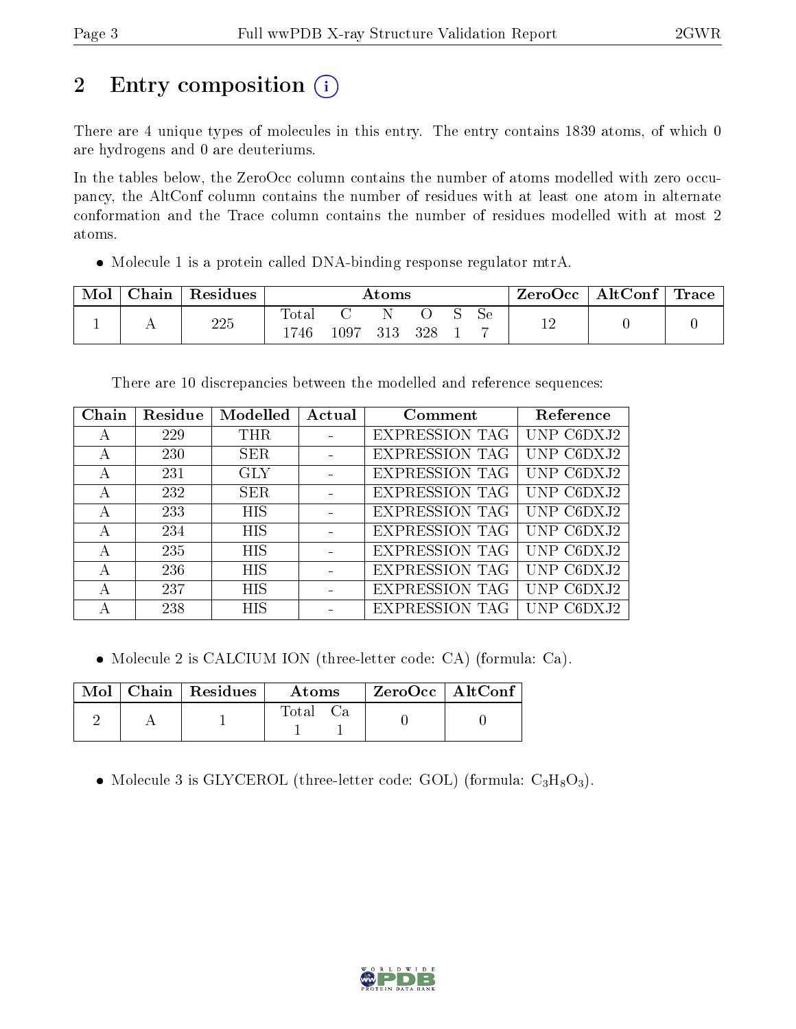# 2 Entry composition

There are 4 unique types of molecules in this entry. The entry contains 1839 atoms, of which 0 are hydrogens and 0 are deuteriums.

In the tables below, the ZeroOcc column contains the number of atoms modelled with zero occupancy, the AltConf column contains the number of residues with at least one atom in alternate conformation and the Trace column contains the number of residues modelled with at most 2 atoms.

- Molecule 1 is a protein called DNA-binding response regulator mtrA.

| Mol | Chain | Residues | Atoms | | | | | | ZeroOcc | AltConf | Trace |
|---|---|---|---|---|---|---|---|---|---|---|---|
| | | | Total | C | N | O | S | Se | | | |
| 1 | A | 225 | 1746 | 1097 | 313 | 328 | 1 | 7 | 12 | 0 | 0 |

There are 10 discrepancies between the modelled and reference sequences:

| Chain | Residue | Modelled | Actual | Comment | Reference |
|---|---|---|---|---|---|
| A | 229 | THR | - | EXPRESSION TAG | UNP C6DXJ2 |
| A | 230 | SER | - | EXPRESSION TAG | UNP C6DXJ2 |
| A | 231 | GLY | - | EXPRESSION TAG | UNP C6DXJ2 |
| A | 232 | SER | - | EXPRESSION TAG | UNP C6DXJ2 |
| A | 233 | HIS | - | EXPRESSION TAG | UNP C6DXJ2 |
| A | 234 | HIS | - | EXPRESSION TAG | UNP C6DXJ2 |
| A | 235 | HIS | - | EXPRESSION TAG | UNP C6DXJ2 |
| A | 236 | HIS | - | EXPRESSION TAG | UNP C6DXJ2 |
| A | 237 | HIS | - | EXPRESSION TAG | UNP C6DXJ2 |
| A | 238 | HIS | - | EXPRESSION TAG | UNP C6DXJ2 |

- Molecule 2 is CALCIUM ION (three-letter code: CA) (formula: Ca).

| Mol | Chain | Residues | Atoms | | ZeroOcc | AltConf |
|---|---|---|---|---|---|---|
| | | | Total | Ca | | |
| 2 | A | 1 | 1 | 1 | 0 | 0 |

- Molecule 3 is GLYCEROL (three-letter code: GOL) (formula: $C_3H_8O_3$).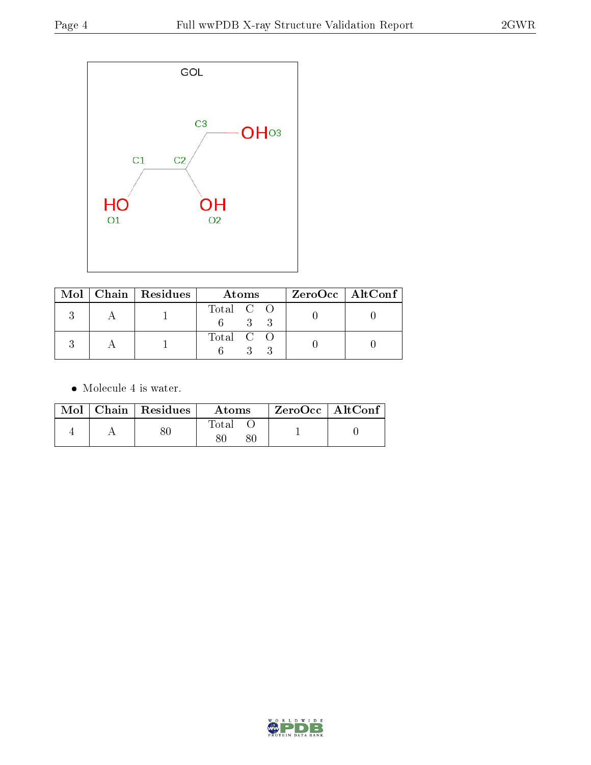| Mol | Chain | Residues | Atoms | | | ZeroOcc | AltConf |
|---|---|---|---|---|---|---|---|
| | | | Total | C | O | | |
| 3 | A | 1 | 6 | 3 | 3 | 0 | 0 |
| 3 | A | 1 | 6 | 3 | 3 | 0 | 0 |

- Molecule 4 is water.

| Mol | Chain | Residues | Atoms | | ZeroOcc | AltConf |
|---|---|---|---|---|---|---|
| | | | Total | O | | |
| 4 | A | 80 | 80 | 80 | 1 | 0 |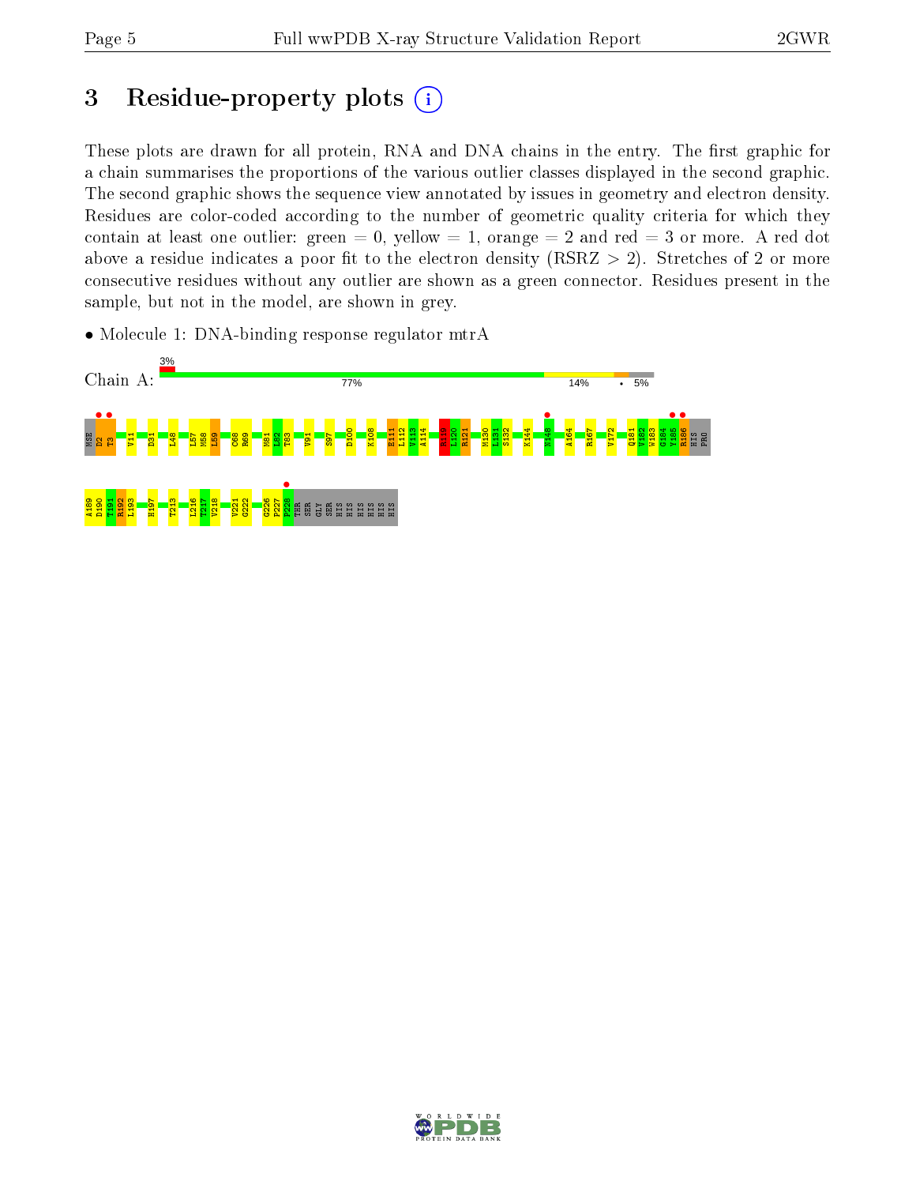# 3 Residue-property plots

These plots are drawn for all protein, RNA and DNA chains in the entry. The first graphic for a chain summarises the proportions of the various outlier classes displayed in the second graphic. The second graphic shows the sequence view annotated by issues in geometry and electron density. Residues are color-coded according to the number of geometric quality criteria for which they contain at least one outlier: green = 0, yellow = 1, orange = 2 and red = 3 or more. A red dot above a residue indicates a poor fit to the electron density (RSRZ > 2). Stretches of 2 or more consecutive residues without any outlier are shown as a green connector. Residues present in the sample, but not in the model, are shown in grey.

- Molecule 1: DNA-binding response regulator mtrA

Chain A: 3% | 77% | 14% | • | 5%

MSE D2 T3 V11 D31 L48 L57 M58 L59 C68 R69 M81 L82 T83 V91 S97 D100 K108 E111 L112 V113 A114 R119 L120 R121 M130 L131 S132 K144 N148 A164 R167 V172 Q181 V182 W183 G184 Y185 R186 HIS PRO

A189 D190 T191 R192 L193 H197 T213 L216 T217 V218 V221 G222 G226 P227 F228 THR SER GLY SER HIS HIS HIS HIS HIS HIS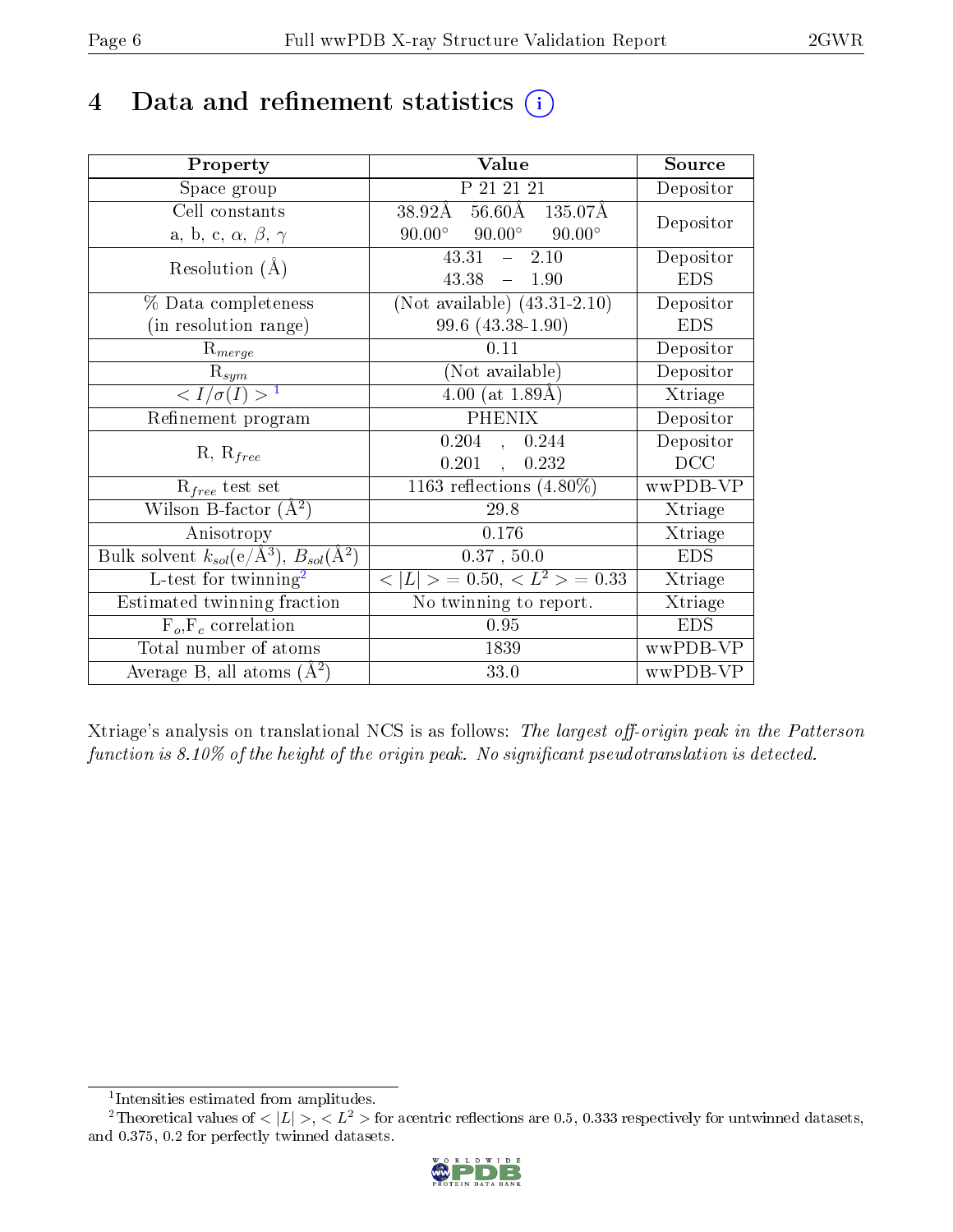# 4 Data and refinement statistics (i)

| Property | Value | Source |
|---|---|---|
| Space group | P 21 21 21 | Depositor |
| Cell constants<br>a, b, c, $\alpha$, $\beta$, $\gamma$ | 38.92Å 56.60Å 135.07Å<br>90.00° 90.00° 90.00° | Depositor |
| Resolution (Å) | 43.31 – 2.10<br>43.38 – 1.90 | Depositor<br>EDS |
| % Data completeness<br>(in resolution range) | (Not available) (43.31-2.10)<br>99.6 (43.38-1.90) | Depositor<br>EDS |
| $R_{merge}$ | 0.11 | Depositor |
| $R_{sym}$ | (Not available) | Depositor |
| $< I/\sigma(I) >$ [1] | 4.00 (at 1.89Å) | Xtriage |
| Refinement program | PHENIX | Depositor |
| R, $R_{free}$ | 0.204 , 0.244<br>0.201 , 0.232 | Depositor<br>DCC |
| $R_{free}$ test set | 1163 reflections (4.80%) | wwPDB-VP |
| Wilson B-factor (Å$^2$) | 29.8 | Xtriage |
| Anisotropy | 0.176 | Xtriage |
| Bulk solvent $k_{sol}$(e/Å$^3$), $B_{sol}$(Å$^2$) | 0.37 , 50.0 | EDS |
| L-test for twinning[2] | $< \|L\| >$ = 0.50, $< L^2 >$ = 0.33 | Xtriage |
| Estimated twinning fraction | No twinning to report. | Xtriage |
| $F_o$,$F_c$ correlation | 0.95 | EDS |
| Total number of atoms | 1839 | wwPDB-VP |
| Average B, all atoms (Å$^2$) | 33.0 | wwPDB-VP |

Xtriage's analysis on translational NCS is as follows: *The largest off-origin peak in the Patterson function is 8.10% of the height of the origin peak. No significant pseudotranslation is detected.*

[1] Intensities estimated from amplitudes.

[2] Theoretical values of $< |L| >$, $< L^2 >$ for acentric reflections are 0.5, 0.333 respectively for untwinned datasets, and 0.375, 0.2 for perfectly twinned datasets.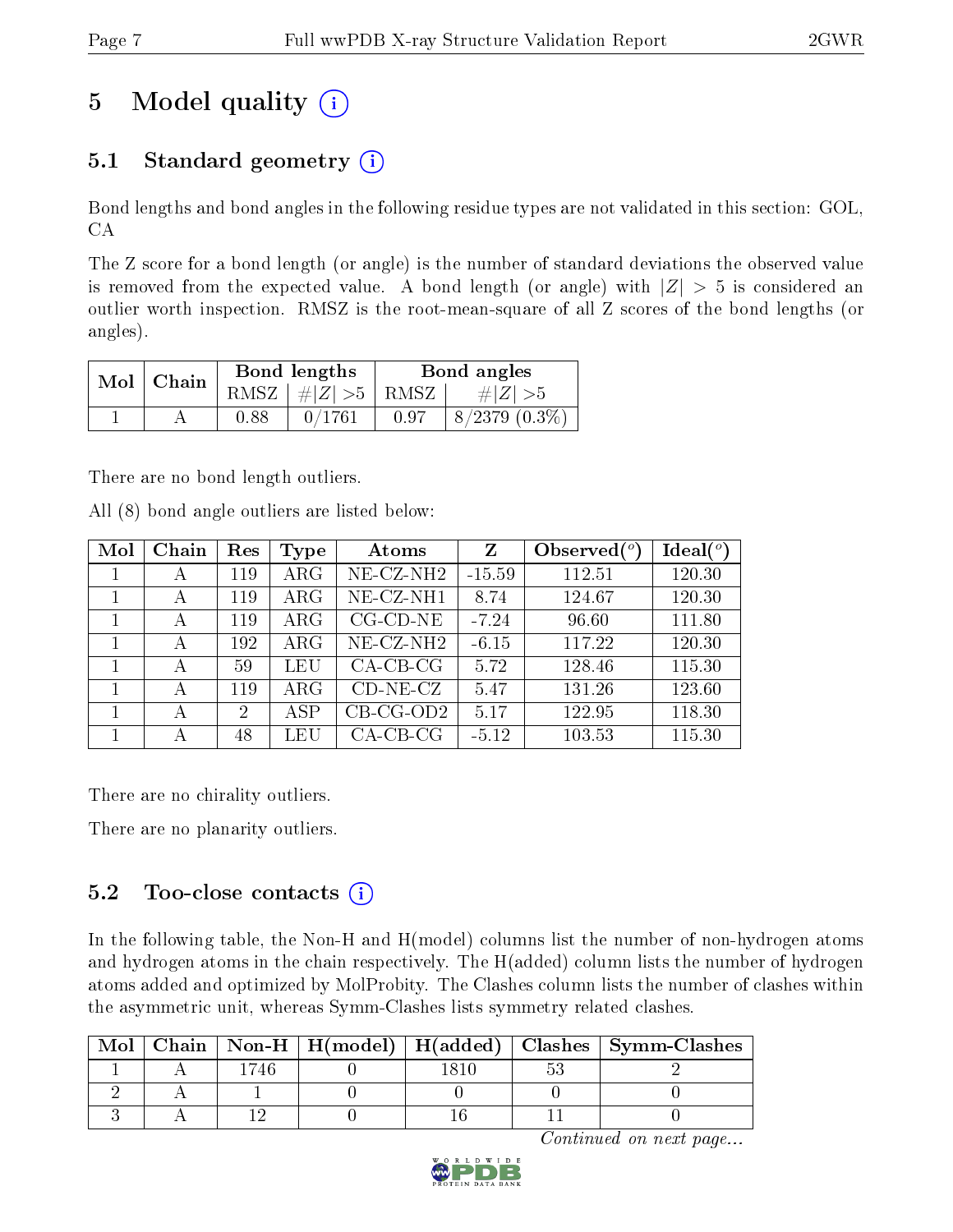# 5 Model quality (i)

## 5.1 Standard geometry (i)

Bond lengths and bond angles in the following residue types are not validated in this section: GOL, CA

The Z score for a bond length (or angle) is the number of standard deviations the observed value is removed from the expected value. A bond length (or angle) with $|Z| > 5$ is considered an outlier worth inspection. RMSZ is the root-mean-square of all Z scores of the bond lengths (or angles).

| Mol | Chain | Bond lengths | | Bond angles | |
|---|---|---|---|---|---|
| | | RMSZ | $\#|Z| > 5$ | RMSZ | $\#|Z| > 5$ |
| 1 | A | 0.88 | 0/1761 | 0.97 | 8/2379 (0.3%) |

There are no bond length outliers.

All (8) bond angle outliers are listed below:

| Mol | Chain | Res | Type | Atoms | Z | Observed(°) | Ideal(°) |
|---|---|---|---|---|---|---|---|
| 1 | A | 119 | ARG | NE-CZ-NH2 | -15.59 | 112.51 | 120.30 |
| 1 | A | 119 | ARG | NE-CZ-NH1 | 8.74 | 124.67 | 120.30 |
| 1 | A | 119 | ARG | CG-CD-NE | -7.24 | 96.60 | 111.80 |
| 1 | A | 192 | ARG | NE-CZ-NH2 | -6.15 | 117.22 | 120.30 |
| 1 | A | 59 | LEU | CA-CB-CG | 5.72 | 128.46 | 115.30 |
| 1 | A | 119 | ARG | CD-NE-CZ | 5.47 | 131.26 | 123.60 |
| 1 | A | 2 | ASP | CB-CG-OD2 | 5.17 | 122.95 | 118.30 |
| 1 | A | 48 | LEU | CA-CB-CG | -5.12 | 103.53 | 115.30 |

There are no chirality outliers.

There are no planarity outliers.

## 5.2 Too-close contacts (i)

In the following table, the Non-H and H(model) columns list the number of non-hydrogen atoms and hydrogen atoms in the chain respectively. The H(added) column lists the number of hydrogen atoms added and optimized by MolProbity. The Clashes column lists the number of clashes within the asymmetric unit, whereas Symm-Clashes lists symmetry related clashes.

| Mol | Chain | Non-H | H(model) | H(added) | Clashes | Symm-Clashes |
|---|---|---|---|---|---|---|
| 1 | A | 1746 | 0 | 1810 | 53 | 2 |
| 2 | A | 1 | 0 | 0 | 0 | 0 |
| 3 | A | 12 | 0 | 16 | 11 | 0 |

*Continued on next page...*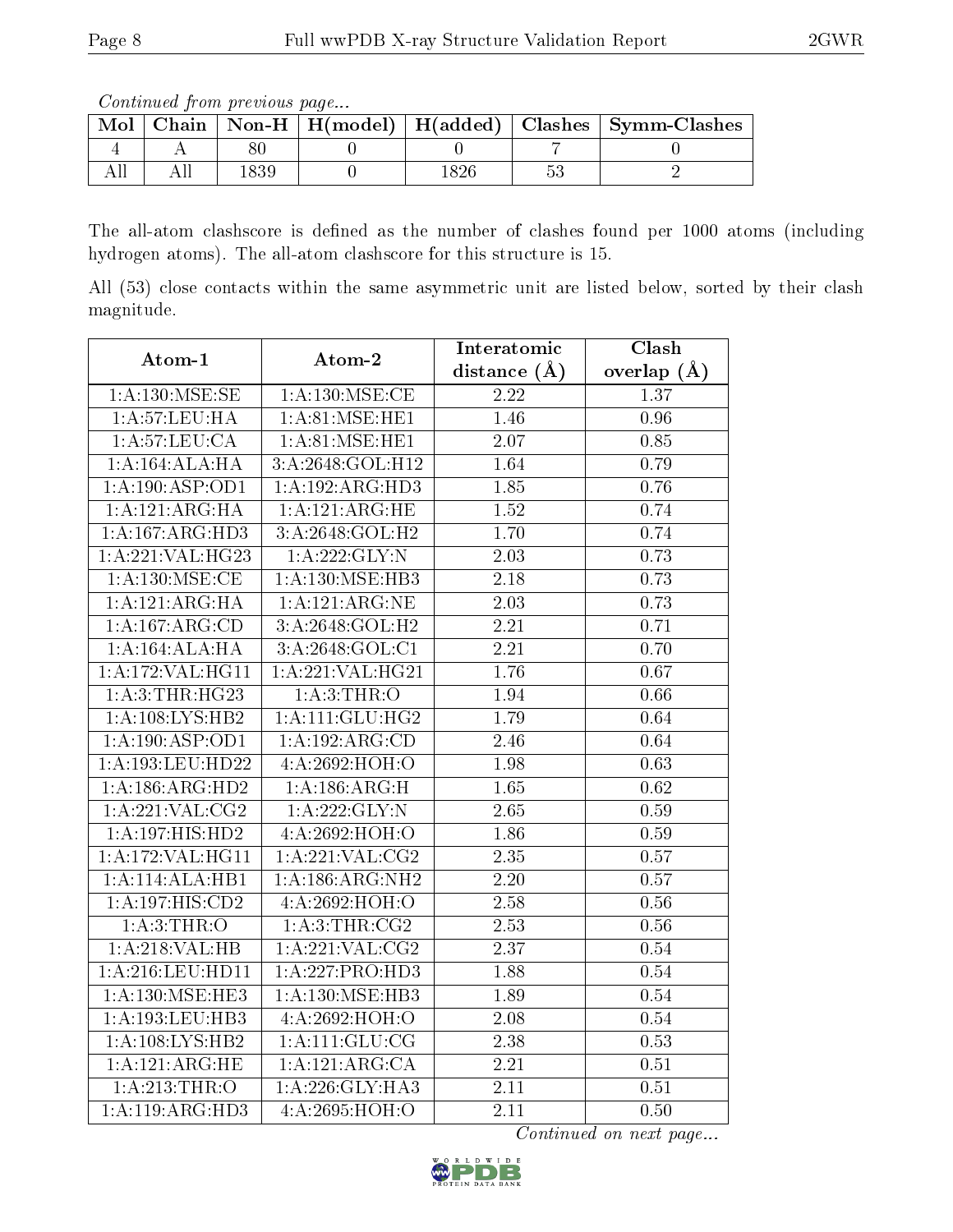*Continued from previous page...*

| Mol | Chain | Non-H | H(model) | H(added) | Clashes | Symm-Clashes |
|---|---|---|---|---|---|---|
| 4 | A | 80 | 0 | 0 | 7 | 0 |
| All | All | 1839 | 0 | 1826 | 53 | 2 |

The all-atom clashscore is defined as the number of clashes found per 1000 atoms (including hydrogen atoms). The all-atom clashscore for this structure is 15.

All (53) close contacts within the same asymmetric unit are listed below, sorted by their clash magnitude.

| Atom-1 | Atom-2 | Interatomic distance (Å) | Clash overlap (Å) |
|---|---|---|---|
| 1:A:130:MSE:SE | 1:A:130:MSE:CE | 2.22 | 1.37 |
| 1:A:57:LEU:HA | 1:A:81:MSE:HE1 | 1.46 | 0.96 |
| 1:A:57:LEU:CA | 1:A:81:MSE:HE1 | 2.07 | 0.85 |
| 1:A:164:ALA:HA | 3:A:2648:GOL:H12 | 1.64 | 0.79 |
| 1:A:190:ASP:OD1 | 1:A:192:ARG:HD3 | 1.85 | 0.76 |
| 1:A:121:ARG:HA | 1:A:121:ARG:HE | 1.52 | 0.74 |
| 1:A:167:ARG:HD3 | 3:A:2648:GOL:H2 | 1.70 | 0.74 |
| 1:A:221:VAL:HG23 | 1:A:222:GLY:N | 2.03 | 0.73 |
| 1:A:130:MSE:CE | 1:A:130:MSE:HB3 | 2.18 | 0.73 |
| 1:A:121:ARG:HA | 1:A:121:ARG:NE | 2.03 | 0.73 |
| 1:A:167:ARG:CD | 3:A:2648:GOL:H2 | 2.21 | 0.71 |
| 1:A:164:ALA:HA | 3:A:2648:GOL:C1 | 2.21 | 0.70 |
| 1:A:172:VAL:HG11 | 1:A:221:VAL:HG21 | 1.76 | 0.67 |
| 1:A:3:THR:HG23 | 1:A:3:THR:O | 1.94 | 0.66 |
| 1:A:108:LYS:HB2 | 1:A:111:GLU:HG2 | 1.79 | 0.64 |
| 1:A:190:ASP:OD1 | 1:A:192:ARG:CD | 2.46 | 0.64 |
| 1:A:193:LEU:HD22 | 4:A:2692:HOH:O | 1.98 | 0.63 |
| 1:A:186:ARG:HD2 | 1:A:186:ARG:H | 1.65 | 0.62 |
| 1:A:221:VAL:CG2 | 1:A:222:GLY:N | 2.65 | 0.59 |
| 1:A:197:HIS:HD2 | 4:A:2692:HOH:O | 1.86 | 0.59 |
| 1:A:172:VAL:HG11 | 1:A:221:VAL:CG2 | 2.35 | 0.57 |
| 1:A:114:ALA:HB1 | 1:A:186:ARG:NH2 | 2.20 | 0.57 |
| 1:A:197:HIS:CD2 | 4:A:2692:HOH:O | 2.58 | 0.56 |
| 1:A:3:THR:O | 1:A:3:THR:CG2 | 2.53 | 0.56 |
| 1:A:218:VAL:HB | 1:A:221:VAL:CG2 | 2.37 | 0.54 |
| 1:A:216:LEU:HD11 | 1:A:227:PRO:HD3 | 1.88 | 0.54 |
| 1:A:130:MSE:HE3 | 1:A:130:MSE:HB3 | 1.89 | 0.54 |
| 1:A:193:LEU:HB3 | 4:A:2692:HOH:O | 2.08 | 0.54 |
| 1:A:108:LYS:HB2 | 1:A:111:GLU:CG | 2.38 | 0.53 |
| 1:A:121:ARG:HE | 1:A:121:ARG:CA | 2.21 | 0.51 |
| 1:A:213:THR:O | 1:A:226:GLY:HA3 | 2.11 | 0.51 |
| 1:A:119:ARG:HD3 | 4:A:2695:HOH:O | 2.11 | 0.50 |

*Continued on next page...*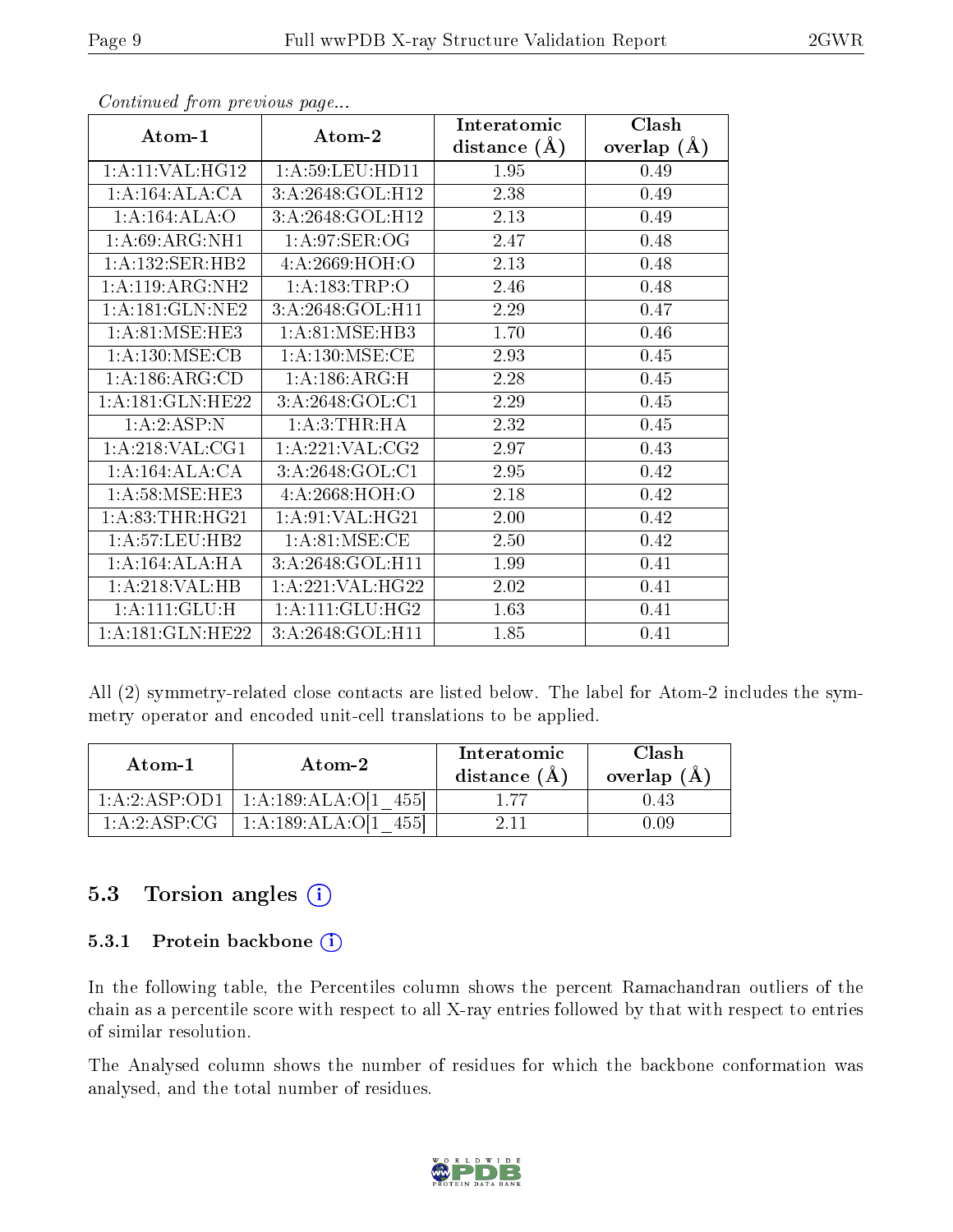*Continued from previous page...*

| Atom-1 | Atom-2 | Interatomic distance (Å) | Clash overlap (Å) |
|---|---|---|---|
| 1:A:11:VAL:HG12 | 1:A:59:LEU:HD11 | 1.95 | 0.49 |
| 1:A:164:ALA:CA | 3:A:2648:GOL:H12 | 2.38 | 0.49 |
| 1:A:164:ALA:O | 3:A:2648:GOL:H12 | 2.13 | 0.49 |
| 1:A:69:ARG:NH1 | 1:A:97:SER:OG | 2.47 | 0.48 |
| 1:A:132:SER:HB2 | 4:A:2669:HOH:O | 2.13 | 0.48 |
| 1:A:119:ARG:NH2 | 1:A:183:TRP:O | 2.46 | 0.48 |
| 1:A:181:GLN:NE2 | 3:A:2648:GOL:H11 | 2.29 | 0.47 |
| 1:A:81:MSE:HE3 | 1:A:81:MSE:HB3 | 1.70 | 0.46 |
| 1:A:130:MSE:CB | 1:A:130:MSE:CE | 2.93 | 0.45 |
| 1:A:186:ARG:CD | 1:A:186:ARG:H | 2.28 | 0.45 |
| 1:A:181:GLN:HE22 | 3:A:2648:GOL:C1 | 2.29 | 0.45 |
| 1:A:2:ASP:N | 1:A:3:THR:HA | 2.32 | 0.45 |
| 1:A:218:VAL:CG1 | 1:A:221:VAL:CG2 | 2.97 | 0.43 |
| 1:A:164:ALA:CA | 3:A:2648:GOL:C1 | 2.95 | 0.42 |
| 1:A:58:MSE:HE3 | 4:A:2668:HOH:O | 2.18 | 0.42 |
| 1:A:83:THR:HG21 | 1:A:91:VAL:HG21 | 2.00 | 0.42 |
| 1:A:57:LEU:HB2 | 1:A:81:MSE:CE | 2.50 | 0.42 |
| 1:A:164:ALA:HA | 3:A:2648:GOL:H11 | 1.99 | 0.41 |
| 1:A:218:VAL:HB | 1:A:221:VAL:HG22 | 2.02 | 0.41 |
| 1:A:111:GLU:H | 1:A:111:GLU:HG2 | 1.63 | 0.41 |
| 1:A:181:GLN:HE22 | 3:A:2648:GOL:H11 | 1.85 | 0.41 |

All (2) symmetry-related close contacts are listed below. The label for Atom-2 includes the symmetry operator and encoded unit-cell translations to be applied.

| Atom-1 | Atom-2 | Interatomic distance (Å) | Clash overlap (Å) |
|---|---|---|---|
| 1:A:2:ASP:OD1 | 1:A:189:ALA:O[1_455] | 1.77 | 0.43 |
| 1:A:2:ASP:CG | 1:A:189:ALA:O[1_455] | 2.11 | 0.09 |

## 5.3 Torsion angles

### 5.3.1 Protein backbone

In the following table, the Percentiles column shows the percent Ramachandran outliers of the chain as a percentile score with respect to all X-ray entries followed by that with respect to entries of similar resolution.

The Analysed column shows the number of residues for which the backbone conformation was analysed, and the total number of residues.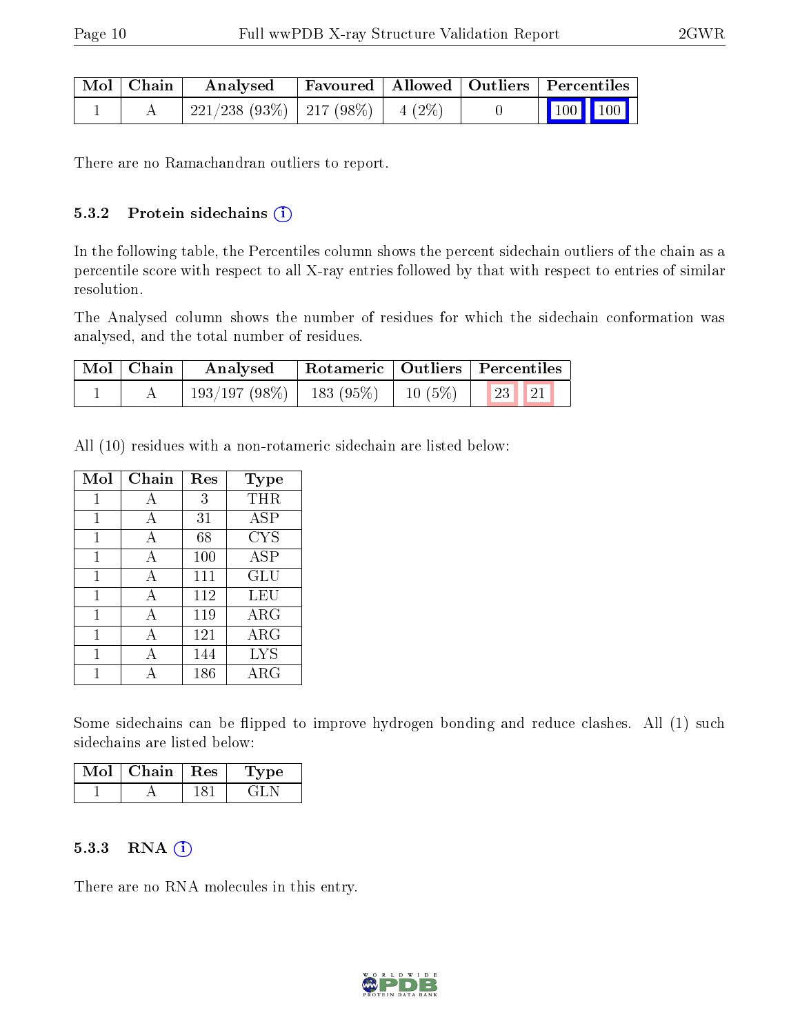| Mol | Chain | Analysed | Favoured | Allowed | Outliers | Percentiles | |
|---|---|---|---|---|---|---|---|
| 1 | A | 221/238 (93%) | 217 (98%) | 4 (2%) | 0 | 100 | 100 |

There are no Ramachandran outliers to report.

### 5.3.2 Protein sidechains (i)

In the following table, the Percentiles column shows the percent sidechain outliers of the chain as a percentile score with respect to all X-ray entries followed by that with respect to entries of similar resolution.

The Analysed column shows the number of residues for which the sidechain conformation was analysed, and the total number of residues.

| Mol | Chain | Analysed | Rotameric | Outliers | Percentiles | |
|---|---|---|---|---|---|---|
| 1 | A | 193/197 (98%) | 183 (95%) | 10 (5%) | 23 | 21 |

All (10) residues with a non-rotameric sidechain are listed below:

| Mol | Chain | Res | Type |
|---|---|---|---|
| 1 | A | 3 | THR |
| 1 | A | 31 | ASP |
| 1 | A | 68 | CYS |
| 1 | A | 100 | ASP |
| 1 | A | 111 | GLU |
| 1 | A | 112 | LEU |
| 1 | A | 119 | ARG |
| 1 | A | 121 | ARG |
| 1 | A | 144 | LYS |
| 1 | A | 186 | ARG |

Some sidechains can be flipped to improve hydrogen bonding and reduce clashes. All (1) such sidechains are listed below:

| Mol | Chain | Res | Type |
|---|---|---|---|
| 1 | A | 181 | GLN |

### 5.3.3 RNA (i)

There are no RNA molecules in this entry.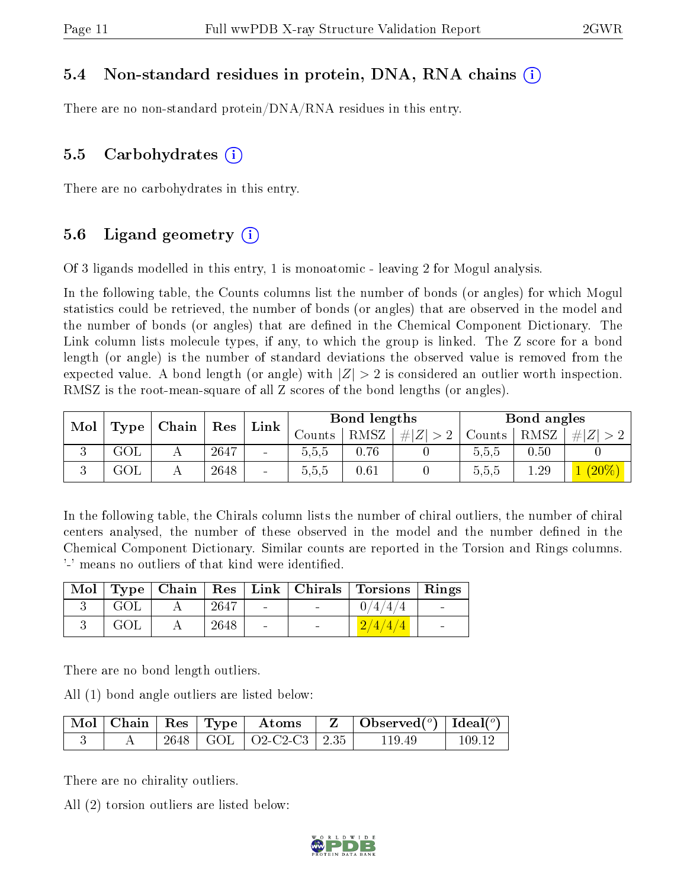### 5.4 Non-standard residues in protein, DNA, RNA chains

There are no non-standard protein/DNA/RNA residues in this entry.

### 5.5 Carbohydrates

There are no carbohydrates in this entry.

### 5.6 Ligand geometry

Of 3 ligands modelled in this entry, 1 is monoatomic - leaving 2 for Mogul analysis.

In the following table, the Counts columns list the number of bonds (or angles) for which Mogul statistics could be retrieved, the number of bonds (or angles) that are observed in the model and the number of bonds (or angles) that are defined in the Chemical Component Dictionary. The Link column lists molecule types, if any, to which the group is linked. The Z score for a bond length (or angle) is the number of standard deviations the observed value is removed from the expected value. A bond length (or angle) with $|Z| > 2$ is considered an outlier worth inspection. RMSZ is the root-mean-square of all Z scores of the bond lengths (or angles).

| Mol | Type | Chain | Res | Link | Bond lengths | | | Bond angles | | |
|---|---|---|---|---|---|---|---|---|---|---|
| | | | | | Counts | RMSZ | $\#\|Z\| > 2$ | Counts | RMSZ | $\#\|Z\| > 2$ |
| 3 | GOL | A | 2647 | - | 5,5,5 | 0.76 | 0 | 5,5,5 | 0.50 | 0 |
| 3 | GOL | A | 2648 | - | 5,5,5 | 0.61 | 0 | 5,5,5 | 1.29 | 1 (20%) |

In the following table, the Chirals column lists the number of chiral outliers, the number of chiral centers analysed, the number of these observed in the model and the number defined in the Chemical Component Dictionary. Similar counts are reported in the Torsion and Rings columns. '-' means no outliers of that kind were identified.

| Mol | Type | Chain | Res | Link | Chirals | Torsions | Rings |
|---|---|---|---|---|---|---|---|
| 3 | GOL | A | 2647 | - | - | 0/4/4/4 | - |
| 3 | GOL | A | 2648 | - | - | 2/4/4/4 | - |

There are no bond length outliers.

All (1) bond angle outliers are listed below:

| Mol | Chain | Res | Type | Atoms | Z | Observed($^o$) | Ideal($^o$) |
|---|---|---|---|---|---|---|---|
| 3 | A | 2648 | GOL | O2-C2-C3 | 2.35 | 119.49 | 109.12 |

There are no chirality outliers.

All (2) torsion outliers are listed below: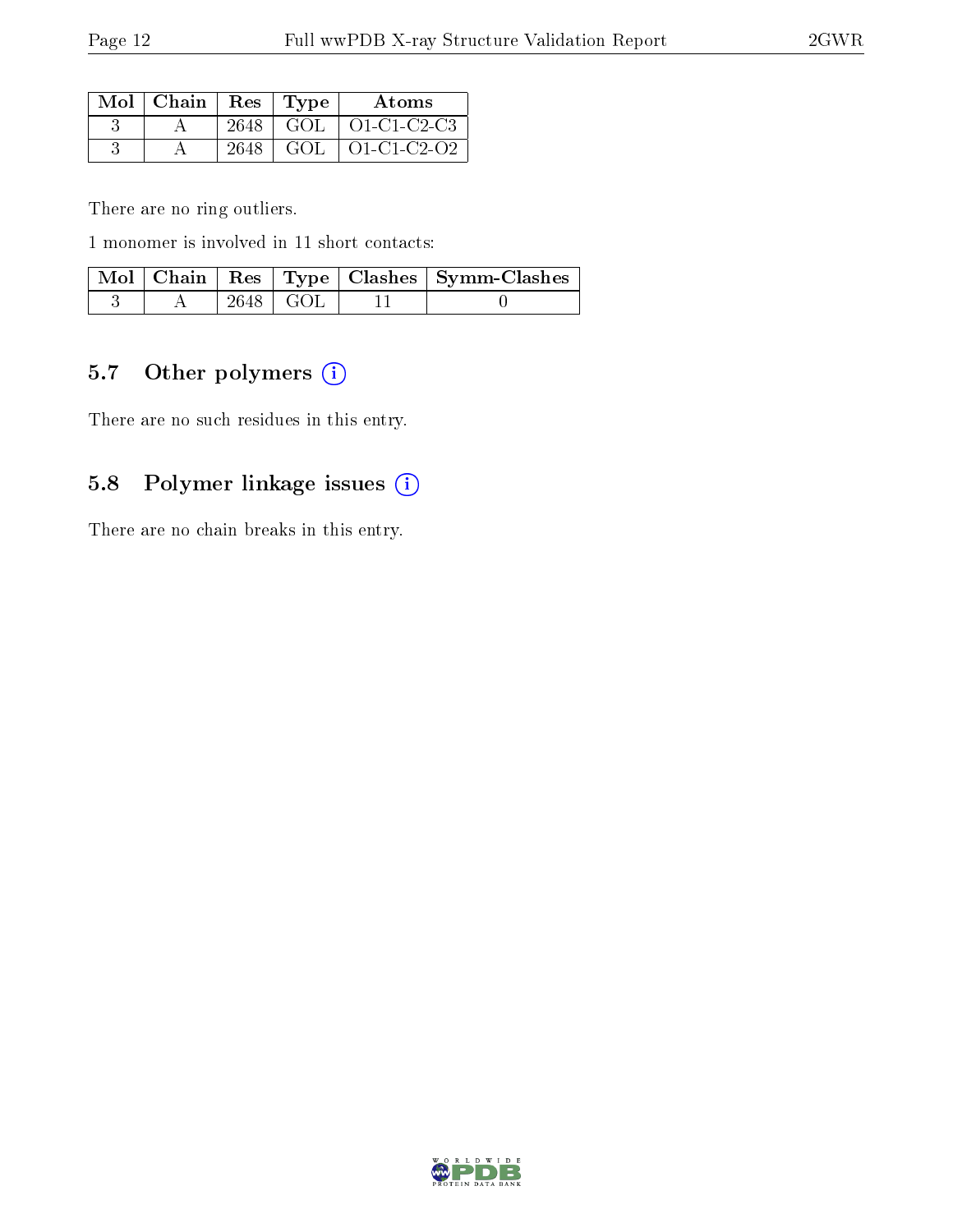| Mol | Chain | Res | Type | Atoms |
|---|---|---|---|---|
| 3 | A | 2648 | GOL | O1-C1-C2-C3 |
| 3 | A | 2648 | GOL | O1-C1-C2-O2 |

There are no ring outliers.

1 monomer is involved in 11 short contacts:

| Mol | Chain | Res | Type | Clashes | Symm-Clashes |
|---|---|---|---|---|---|
| 3 | A | 2648 | GOL | 11 | 0 |

### 5.7 Other polymers (i)

There are no such residues in this entry.

### 5.8 Polymer linkage issues (i)

There are no chain breaks in this entry.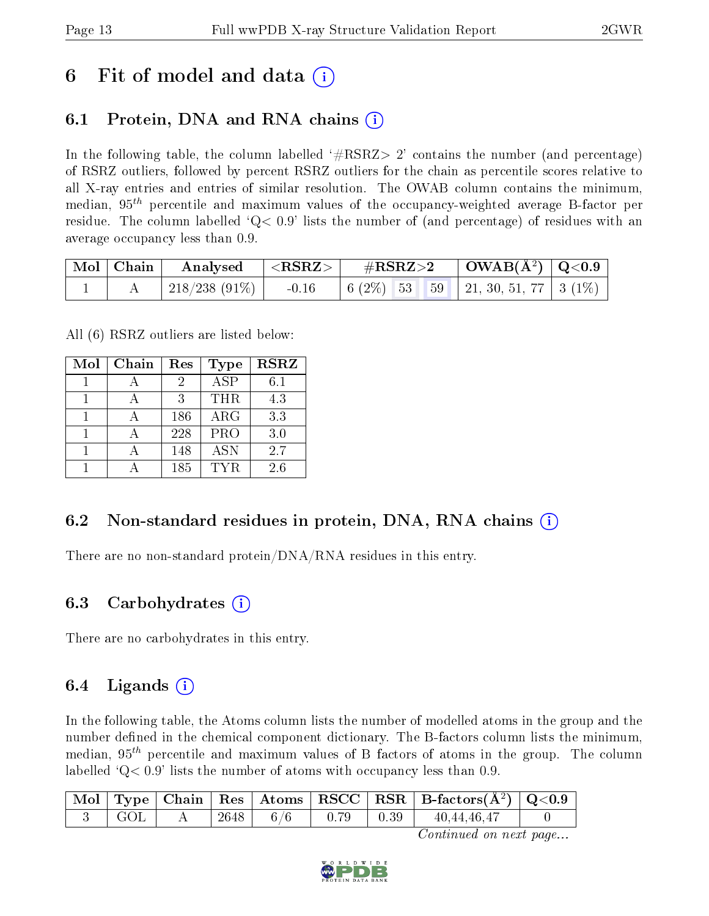# 6 Fit of model and data (i)

## 6.1 Protein, DNA and RNA chains (i)

In the following table, the column labelled '#RSRZ> 2' contains the number (and percentage) of RSRZ outliers, followed by percent RSRZ outliers for the chain as percentile scores relative to all X-ray entries and entries of similar resolution. The OWAB column contains the minimum, median, $95^{th}$ percentile and maximum values of the occupancy-weighted average B-factor per residue. The column labelled 'Q< 0.9' lists the number of (and percentage) of residues with an average occupancy less than 0.9.

| Mol | Chain | Analysed | <RSRZ> | #RSRZ>2 | | | OWAB(Å$^2$) | Q<0.9 |
|---|---|---|---|---|---|---|---|---|
| 1 | A | 218/238 (91%) | -0.16 | 6 (2%) | 53 | 59 | 21, 30, 51, 77 | 3 (1%) |

All (6) RSRZ outliers are listed below:

| Mol | Chain | Res | Type | RSRZ |
|---|---|---|---|---|
| 1 | A | 2 | ASP | 6.1 |
| 1 | A | 3 | THR | 4.3 |
| 1 | A | 186 | ARG | 3.3 |
| 1 | A | 228 | PRO | 3.0 |
| 1 | A | 148 | ASN | 2.7 |
| 1 | A | 185 | TYR | 2.6 |

## 6.2 Non-standard residues in protein, DNA, RNA chains (i)

There are no non-standard protein/DNA/RNA residues in this entry.

## 6.3 Carbohydrates (i)

There are no carbohydrates in this entry.

## 6.4 Ligands (i)

In the following table, the Atoms column lists the number of modelled atoms in the group and the number defined in the chemical component dictionary. The B-factors column lists the minimum, median, $95^{th}$ percentile and maximum values of B factors of atoms in the group. The column labelled 'Q< 0.9' lists the number of atoms with occupancy less than 0.9.

| Mol | Type | Chain | Res | Atoms | RSCC | RSR | B-factors(Å$^2$) | Q<0.9 |
|---|---|---|---|---|---|---|---|---|
| 3 | GOL | A | 2648 | 6/6 | 0.79 | 0.39 | 40,44,46,47 | 0 |

*Continued on next page...*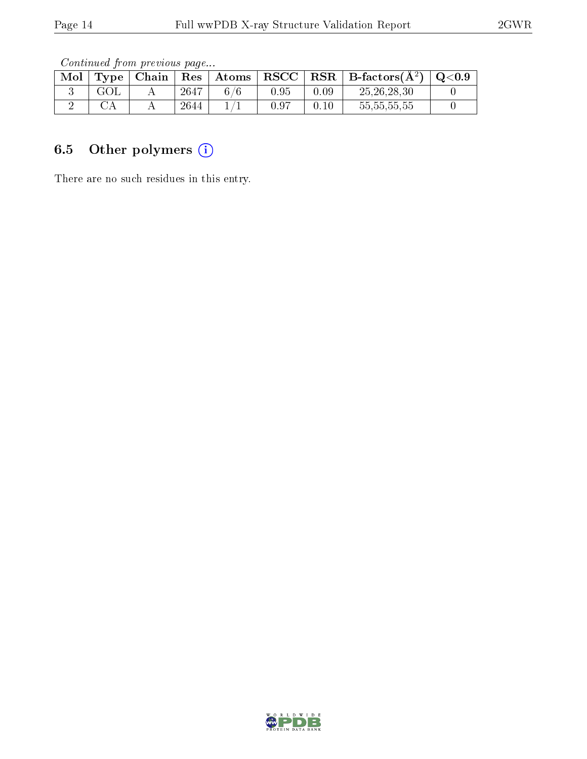*Continued from previous page...*

| Mol | Type | Chain | Res | Atoms | RSCC | RSR | B-factors(Å$^2$) | Q<0.9 |
|---|---|---|---|---|---|---|---|---|
| 3 | GOL | A | 2647 | 6/6 | 0.95 | 0.09 | 25,26,28,30 | 0 |
| 2 | CA | A | 2644 | 1/1 | 0.97 | 0.10 | 55,55,55,55 | 0 |

### 6.5 Other polymers (i)

There are no such residues in this entry.